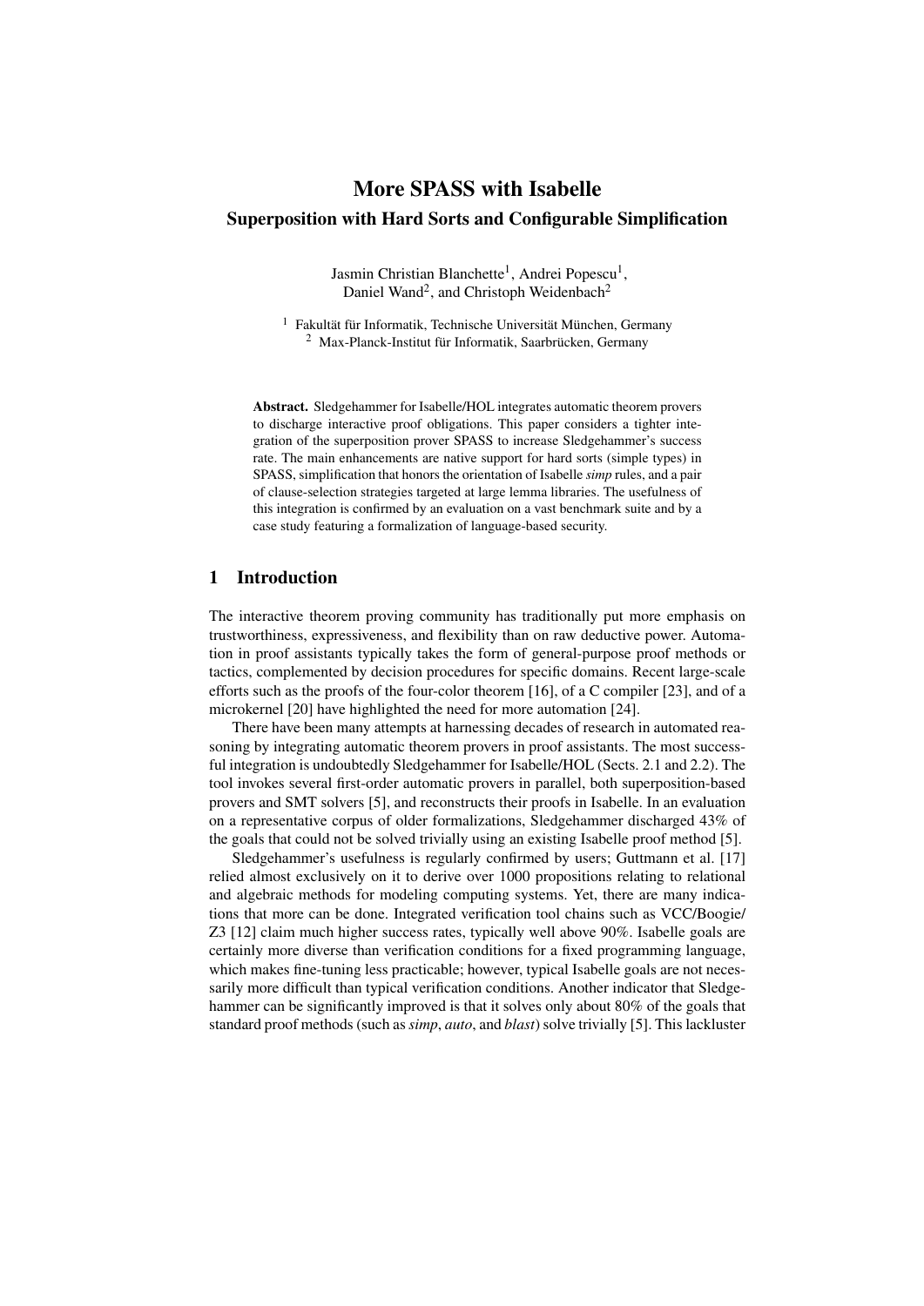# More SPASS with Isabelle

## Superposition with Hard Sorts and Configurable Simplification

Jasmin Christian Blanchette[1], Andrei Popescu[1], Daniel Wand[2], and Christoph Weidenbach[2]

[1] Fakultät für Informatik, Technische Universität München, Germany
[2] Max-Planck-Institut für Informatik, Saarbrücken, Germany

**Abstract.** Sledgehammer for Isabelle/HOL integrates automatic theorem provers to discharge interactive proof obligations. This paper considers a tighter integration of the superposition prover SPASS to increase Sledgehammer's success rate. The main enhancements are native support for hard sorts (simple types) in SPASS, simplification that honors the orientation of Isabelle *simp* rules, and a pair of clause-selection strategies targeted at large lemma libraries. The usefulness of this integration is confirmed by an evaluation on a vast benchmark suite and by a case study featuring a formalization of language-based security.

## 1 Introduction

The interactive theorem proving community has traditionally put more emphasis on trustworthiness, expressiveness, and flexibility than on raw deductive power. Automation in proof assistants typically takes the form of general-purpose proof methods or tactics, complemented by decision procedures for specific domains. Recent large-scale efforts such as the proofs of the four-color theorem [16], of a C compiler [23], and of a microkernel [20] have highlighted the need for more automation [24].

There have been many attempts at harnessing decades of research in automated reasoning by integrating automatic theorem provers in proof assistants. The most successful integration is undoubtedly Sledgehammer for Isabelle/HOL (Sects. 2.1 and 2.2). The tool invokes several first-order automatic provers in parallel, both superposition-based provers and SMT solvers [5], and reconstructs their proofs in Isabelle. In an evaluation on a representative corpus of older formalizations, Sledgehammer discharged 43% of the goals that could not be solved trivially using an existing Isabelle proof method [5].

Sledgehammer's usefulness is regularly confirmed by users; Guttmann et al. [17] relied almost exclusively on it to derive over 1000 propositions relating to relational and algebraic methods for modeling computing systems. Yet, there are many indications that more can be done. Integrated verification tool chains such as VCC/Boogie/Z3 [12] claim much higher success rates, typically well above 90%. Isabelle goals are certainly more diverse than verification conditions for a fixed programming language, which makes fine-tuning less practicable; however, typical Isabelle goals are not necessarily more difficult than typical verification conditions. Another indicator that Sledgehammer can be significantly improved is that it solves only about 80% of the goals that standard proof methods (such as *simp*, *auto*, and *blast*) solve trivially [5]. This lackluster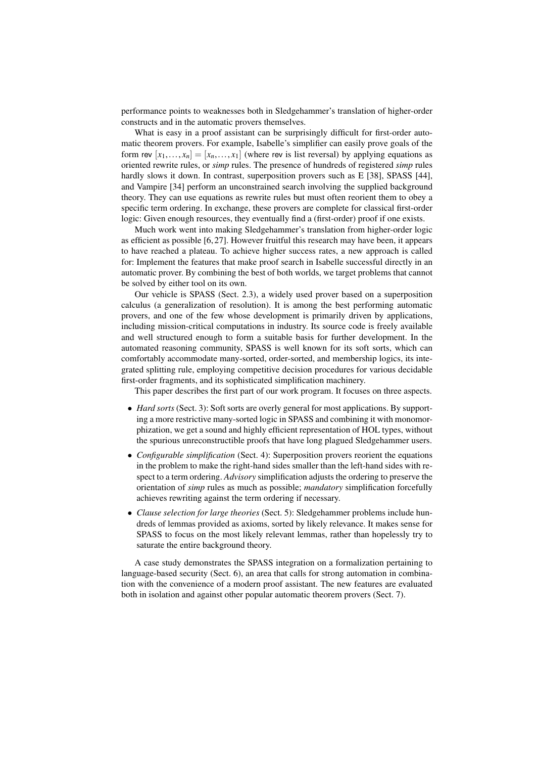performance points to weaknesses both in Sledgehammer's translation of higher-order constructs and in the automatic provers themselves.

What is easy in a proof assistant can be surprisingly difficult for first-order automatic theorem provers. For example, Isabelle's simplifier can easily prove goals of the form rev $[x_1, \ldots, x_n] = [x_n, \ldots, x_1]$ (where rev is list reversal) by applying equations as oriented rewrite rules, or *simp* rules. The presence of hundreds of registered *simp* rules hardly slows it down. In contrast, superposition provers such as E [38], SPASS [44], and Vampire [34] perform an unconstrained search involving the supplied background theory. They can use equations as rewrite rules but must often reorient them to obey a specific term ordering. In exchange, these provers are complete for classical first-order logic: Given enough resources, they eventually find a (first-order) proof if one exists.

Much work went into making Sledgehammer's translation from higher-order logic as efficient as possible [6, 27]. However fruitful this research may have been, it appears to have reached a plateau. To achieve higher success rates, a new approach is called for: Implement the features that make proof search in Isabelle successful directly in an automatic prover. By combining the best of both worlds, we target problems that cannot be solved by either tool on its own.

Our vehicle is SPASS (Sect. 2.3), a widely used prover based on a superposition calculus (a generalization of resolution). It is among the best performing automatic provers, and one of the few whose development is primarily driven by applications, including mission-critical computations in industry. Its source code is freely available and well structured enough to form a suitable basis for further development. In the automated reasoning community, SPASS is well known for its soft sorts, which can comfortably accommodate many-sorted, order-sorted, and membership logics, its integrated splitting rule, employing competitive decision procedures for various decidable first-order fragments, and its sophisticated simplification machinery.

This paper describes the first part of our work program. It focuses on three aspects.

- *Hard sorts* (Sect. 3): Soft sorts are overly general for most applications. By supporting a more restrictive many-sorted logic in SPASS and combining it with monomorphization, we get a sound and highly efficient representation of HOL types, without the spurious unreconstructible proofs that have long plagued Sledgehammer users.
- *Configurable simplification* (Sect. 4): Superposition provers reorient the equations in the problem to make the right-hand sides smaller than the left-hand sides with respect to a term ordering. *Advisory* simplification adjusts the ordering to preserve the orientation of *simp* rules as much as possible; *mandatory* simplification forcefully achieves rewriting against the term ordering if necessary.
- *Clause selection for large theories* (Sect. 5): Sledgehammer problems include hundreds of lemmas provided as axioms, sorted by likely relevance. It makes sense for SPASS to focus on the most likely relevant lemmas, rather than hopelessly try to saturate the entire background theory.

A case study demonstrates the SPASS integration on a formalization pertaining to language-based security (Sect. 6), an area that calls for strong automation in combination with the convenience of a modern proof assistant. The new features are evaluated both in isolation and against other popular automatic theorem provers (Sect. 7).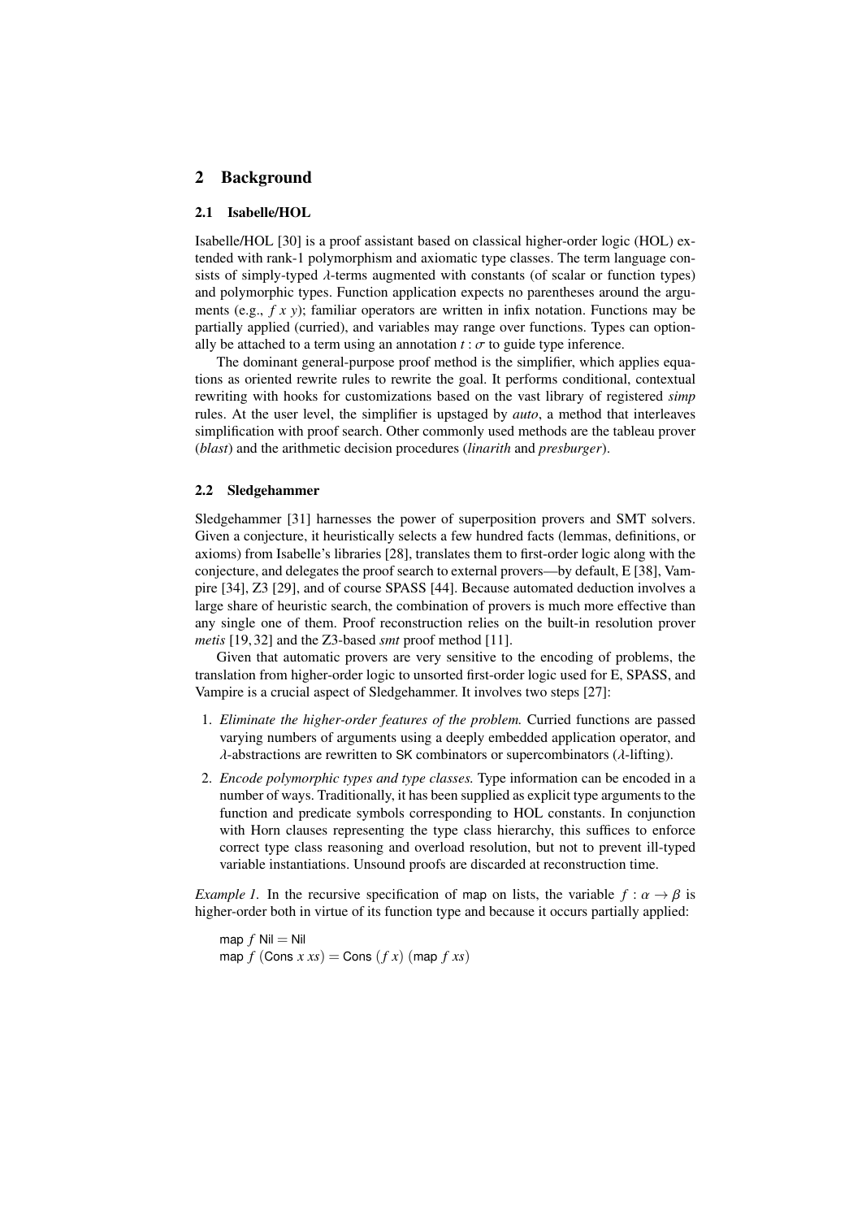## 2 Background

### 2.1 Isabelle/HOL

Isabelle/HOL [30] is a proof assistant based on classical higher-order logic (HOL) extended with rank-1 polymorphism and axiomatic type classes. The term language consists of simply-typed $\lambda$-terms augmented with constants (of scalar or function types) and polymorphic types. Function application expects no parentheses around the arguments (e.g., $f\ x\ y$); familiar operators are written in infix notation. Functions may be partially applied (curried), and variables may range over functions. Types can optionally be attached to a term using an annotation $t : \sigma$ to guide type inference.

The dominant general-purpose proof method is the simplifier, which applies equations as oriented rewrite rules to rewrite the goal. It performs conditional, contextual rewriting with hooks for customizations based on the vast library of registered *simp* rules. At the user level, the simplifier is upstaged by *auto*, a method that interleaves simplification with proof search. Other commonly used methods are the tableau prover (*blast*) and the arithmetic decision procedures (*linarith* and *presburger*).

### 2.2 Sledgehammer

Sledgehammer [31] harnesses the power of superposition provers and SMT solvers. Given a conjecture, it heuristically selects a few hundred facts (lemmas, definitions, or axioms) from Isabelle's libraries [28], translates them to first-order logic along with the conjecture, and delegates the proof search to external provers—by default, E [38], Vampire [34], Z3 [29], and of course SPASS [44]. Because automated deduction involves a large share of heuristic search, the combination of provers is much more effective than any single one of them. Proof reconstruction relies on the built-in resolution prover *metis* [19, 32] and the Z3-based *smt* proof method [11].

Given that automatic provers are very sensitive to the encoding of problems, the translation from higher-order logic to unsorted first-order logic used for E, SPASS, and Vampire is a crucial aspect of Sledgehammer. It involves two steps [27]:

1. *Eliminate the higher-order features of the problem.* Curried functions are passed varying numbers of arguments using a deeply embedded application operator, and $\lambda$-abstractions are rewritten to SK combinators or supercombinators ($\lambda$-lifting).
2. *Encode polymorphic types and type classes.* Type information can be encoded in a number of ways. Traditionally, it has been supplied as explicit type arguments to the function and predicate symbols corresponding to HOL constants. In conjunction with Horn clauses representing the type class hierarchy, this suffices to enforce correct type class reasoning and overload resolution, but not to prevent ill-typed variable instantiations. Unsound proofs are discarded at reconstruction time.

*Example 1.* In the recursive specification of map on lists, the variable $f : \alpha \to \beta$ is higher-order both in virtue of its function type and because it occurs partially applied:

$$\mathsf{map}\ f\ \mathsf{Nil} = \mathsf{Nil}$$
$$\mathsf{map}\ f\ (\mathsf{Cons}\ x\ xs) = \mathsf{Cons}\ (f\ x)\ (\mathsf{map}\ f\ xs)$$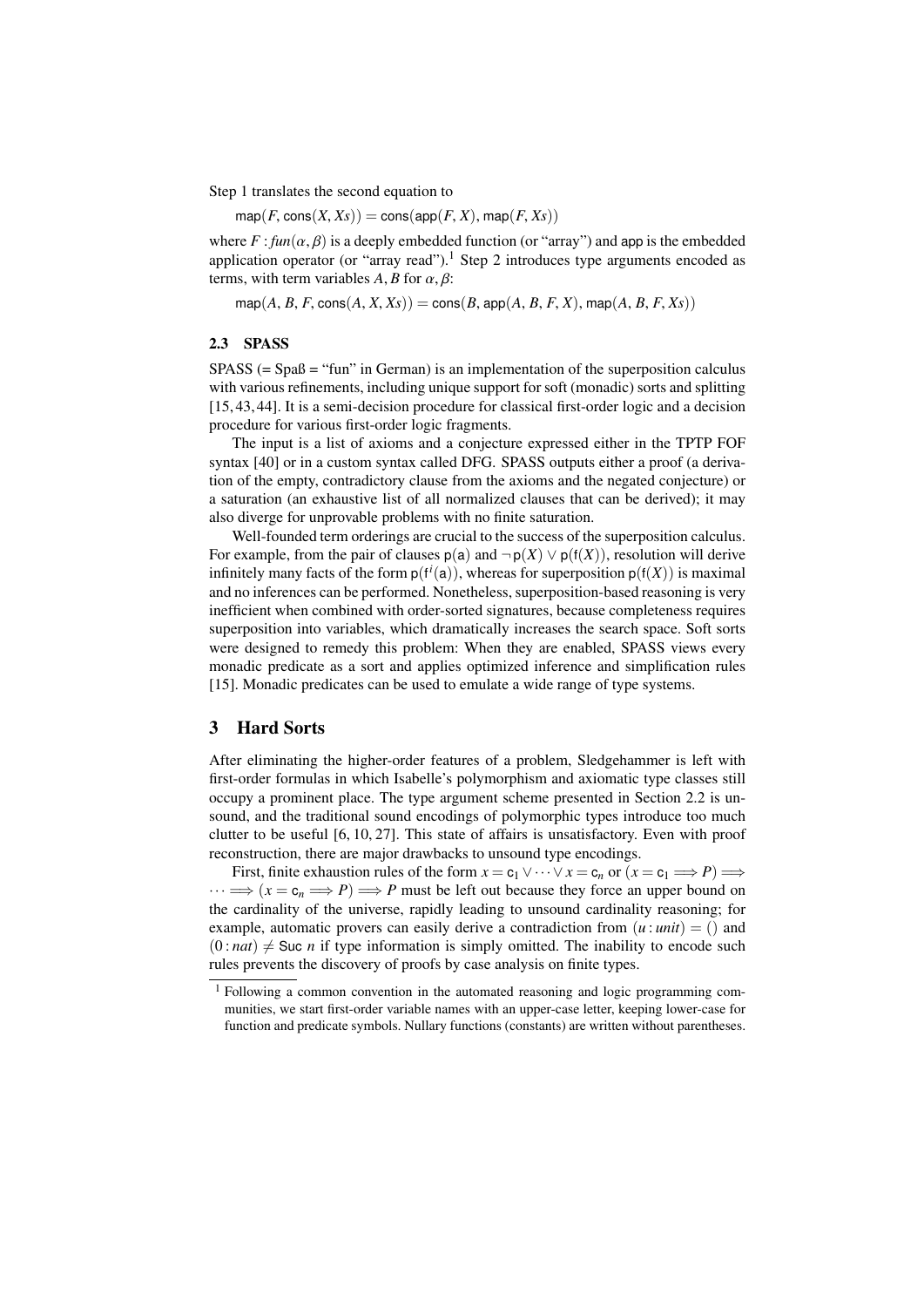Step 1 translates the second equation to

$$\mathsf{map}(F, \mathsf{cons}(X, Xs)) = \mathsf{cons}(\mathsf{app}(F, X), \mathsf{map}(F, Xs))$$

where $F : \mathit{fun}(\alpha, \beta)$ is a deeply embedded function (or "array") and app is the embedded application operator (or "array read").[1] Step 2 introduces type arguments encoded as terms, with term variables $A, B$ for $\alpha, \beta$:

$$\mathsf{map}(A, B, F, \mathsf{cons}(A, X, Xs)) = \mathsf{cons}(B, \mathsf{app}(A, B, F, X), \mathsf{map}(A, B, F, Xs))$$

### 2.3 SPASS

SPASS (= Spaß = "fun" in German) is an implementation of the superposition calculus with various refinements, including unique support for soft (monadic) sorts and splitting [15, 43, 44]. It is a semi-decision procedure for classical first-order logic and a decision procedure for various first-order logic fragments.

The input is a list of axioms and a conjecture expressed either in the TPTP FOF syntax [40] or in a custom syntax called DFG. SPASS outputs either a proof (a derivation of the empty, contradictory clause from the axioms and the negated conjecture) or a saturation (an exhaustive list of all normalized clauses that can be derived); it may also diverge for unprovable problems with no finite saturation.

Well-founded term orderings are crucial to the success of the superposition calculus. For example, from the pair of clauses $\mathsf{p}(\mathsf{a})$ and $\neg\,\mathsf{p}(X) \vee \mathsf{p}(\mathsf{f}(X))$, resolution will derive infinitely many facts of the form $\mathsf{p}(\mathsf{f}^i(\mathsf{a}))$, whereas for superposition $\mathsf{p}(\mathsf{f}(X))$ is maximal and no inferences can be performed. Nonetheless, superposition-based reasoning is very inefficient when combined with order-sorted signatures, because completeness requires superposition into variables, which dramatically increases the search space. Soft sorts were designed to remedy this problem: When they are enabled, SPASS views every monadic predicate as a sort and applies optimized inference and simplification rules [15]. Monadic predicates can be used to emulate a wide range of type systems.

## 3 Hard Sorts

After eliminating the higher-order features of a problem, Sledgehammer is left with first-order formulas in which Isabelle's polymorphism and axiomatic type classes still occupy a prominent place. The type argument scheme presented in Section 2.2 is unsound, and the traditional sound encodings of polymorphic types introduce too much clutter to be useful [6, 10, 27]. This state of affairs is unsatisfactory. Even with proof reconstruction, there are major drawbacks to unsound type encodings.

First, finite exhaustion rules of the form $x = \mathsf{c}_1 \vee \cdots \vee x = \mathsf{c}_n$ or $(x = \mathsf{c}_1 \Longrightarrow P) \Longrightarrow \cdots \Longrightarrow (x = \mathsf{c}_n \Longrightarrow P) \Longrightarrow P$ must be left out because they force an upper bound on the cardinality of the universe, rapidly leading to unsound cardinality reasoning; for example, automatic provers can easily derive a contradiction from $(u : \mathit{unit}) = ()$ and $(0 : \mathit{nat}) \neq \mathsf{Suc}\ n$ if type information is simply omitted. The inability to encode such rules prevents the discovery of proofs by case analysis on finite types.

[1] Following a common convention in the automated reasoning and logic programming communities, we start first-order variable names with an upper-case letter, keeping lower-case for function and predicate symbols. Nullary functions (constants) are written without parentheses.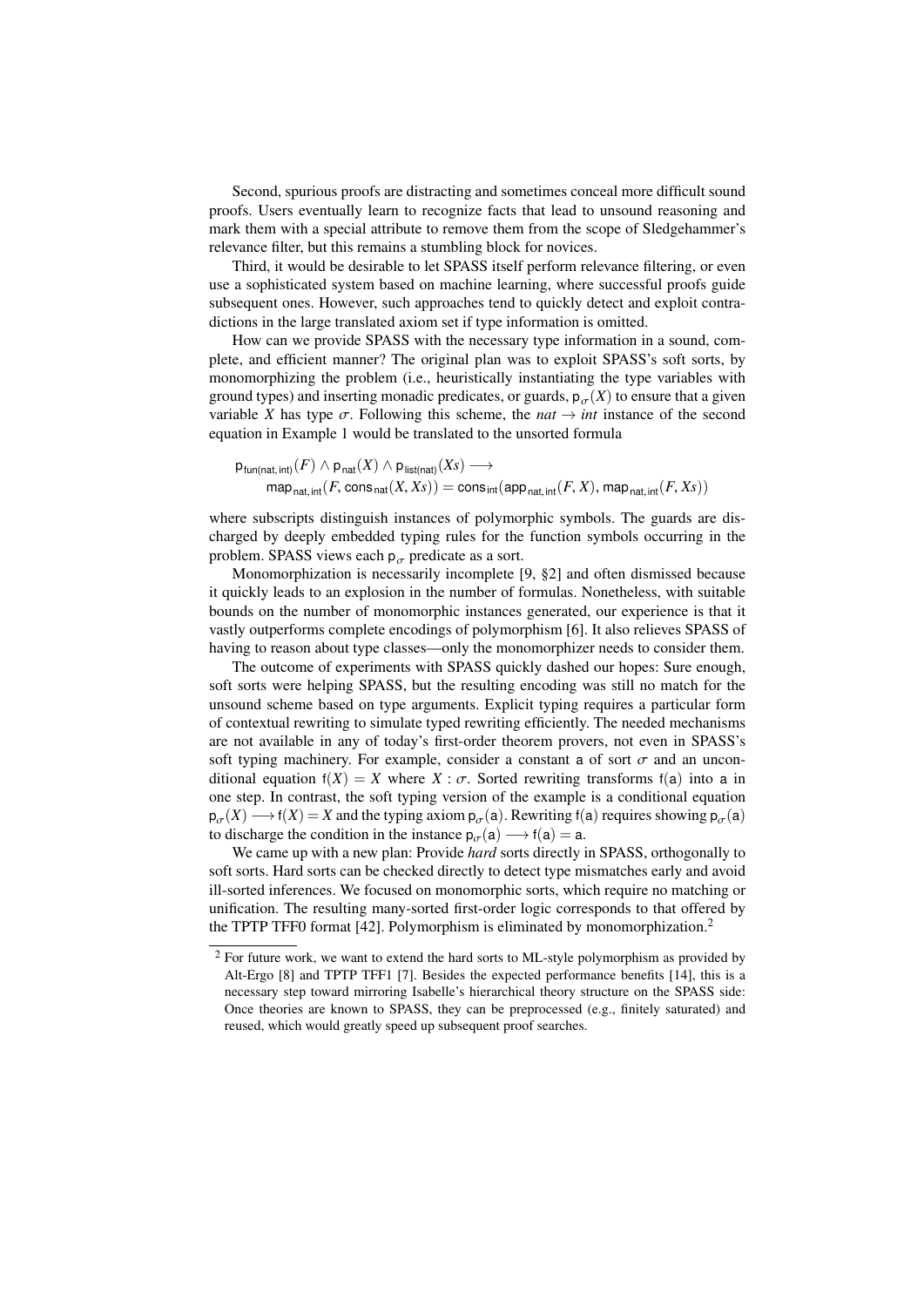Second, spurious proofs are distracting and sometimes conceal more difficult sound proofs. Users eventually learn to recognize facts that lead to unsound reasoning and mark them with a special attribute to remove them from the scope of Sledgehammer's relevance filter, but this remains a stumbling block for novices.

Third, it would be desirable to let SPASS itself perform relevance filtering, or even use a sophisticated system based on machine learning, where successful proofs guide subsequent ones. However, such approaches tend to quickly detect and exploit contradictions in the large translated axiom set if type information is omitted.

How can we provide SPASS with the necessary type information in a sound, complete, and efficient manner? The original plan was to exploit SPASS's soft sorts, by monomorphizing the problem (i.e., heuristically instantiating the type variables with ground types) and inserting monadic predicates, or guards, $\mathsf{p}_\sigma(X)$ to ensure that a given variable $X$ has type $\sigma$. Following this scheme, the $nat \to int$ instance of the second equation in Example 1 would be translated to the unsorted formula

$$\begin{aligned}&\mathsf{p}_{\mathsf{fun(nat,\,int)}}(F) \wedge \mathsf{p}_{\mathsf{nat}}(X) \wedge \mathsf{p}_{\mathsf{list(nat)}}(Xs) \longrightarrow \\ &\qquad \mathsf{map}_{\mathsf{nat,\,int}}(F, \mathsf{cons}_{\mathsf{nat}}(X, Xs)) = \mathsf{cons}_{\mathsf{int}}(\mathsf{app}_{\mathsf{nat,\,int}}(F, X), \mathsf{map}_{\mathsf{nat,\,int}}(F, Xs))\end{aligned}$$

where subscripts distinguish instances of polymorphic symbols. The guards are discharged by deeply embedded typing rules for the function symbols occurring in the problem. SPASS views each $\mathsf{p}_\sigma$ predicate as a sort.

Monomorphization is necessarily incomplete [9, §2] and often dismissed because it quickly leads to an explosion in the number of formulas. Nonetheless, with suitable bounds on the number of monomorphic instances generated, our experience is that it vastly outperforms complete encodings of polymorphism [6]. It also relieves SPASS of having to reason about type classes—only the monomorphizer needs to consider them.

The outcome of experiments with SPASS quickly dashed our hopes: Sure enough, soft sorts were helping SPASS, but the resulting encoding was still no match for the unsound scheme based on type arguments. Explicit typing requires a particular form of contextual rewriting to simulate typed rewriting efficiently. The needed mechanisms are not available in any of today's first-order theorem provers, not even in SPASS's soft typing machinery. For example, consider a constant $\mathsf{a}$ of sort $\sigma$ and an unconditional equation $\mathsf{f}(X) = X$ where $X : \sigma$. Sorted rewriting transforms $\mathsf{f}(\mathsf{a})$ into $\mathsf{a}$ in one step. In contrast, the soft typing version of the example is a conditional equation $\mathsf{p}_\sigma(X) \longrightarrow \mathsf{f}(X) = X$ and the typing axiom $\mathsf{p}_\sigma(\mathsf{a})$. Rewriting $\mathsf{f}(\mathsf{a})$ requires showing $\mathsf{p}_\sigma(\mathsf{a})$ to discharge the condition in the instance $\mathsf{p}_\sigma(\mathsf{a}) \longrightarrow \mathsf{f}(\mathsf{a}) = \mathsf{a}$.

We came up with a new plan: Provide *hard* sorts directly in SPASS, orthogonally to soft sorts. Hard sorts can be checked directly to detect type mismatches early and avoid ill-sorted inferences. We focused on monomorphic sorts, which require no matching or unification. The resulting many-sorted first-order logic corresponds to that offered by the TPTP TFF0 format [42]. Polymorphism is eliminated by monomorphization.[2]

[2] For future work, we want to extend the hard sorts to ML-style polymorphism as provided by Alt-Ergo [8] and TPTP TFF1 [7]. Besides the expected performance benefits [14], this is a necessary step toward mirroring Isabelle's hierarchical theory structure on the SPASS side: Once theories are known to SPASS, they can be preprocessed (e.g., finitely saturated) and reused, which would greatly speed up subsequent proof searches.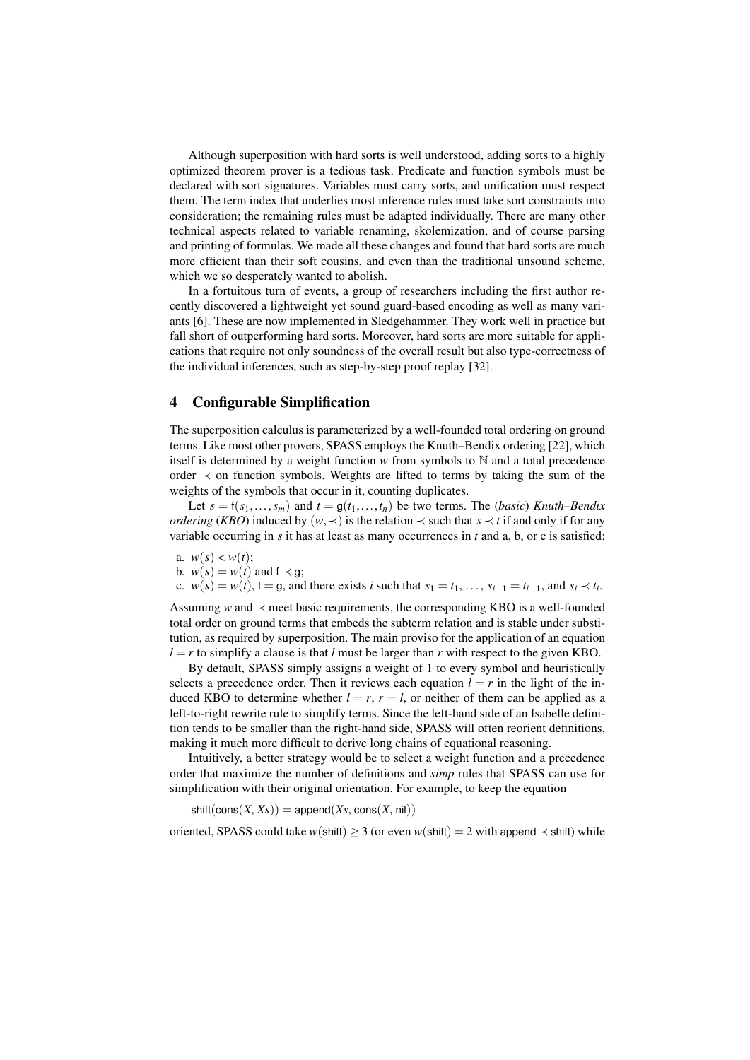Although superposition with hard sorts is well understood, adding sorts to a highly optimized theorem prover is a tedious task. Predicate and function symbols must be declared with sort signatures. Variables must carry sorts, and unification must respect them. The term index that underlies most inference rules must take sort constraints into consideration; the remaining rules must be adapted individually. There are many other technical aspects related to variable renaming, skolemization, and of course parsing and printing of formulas. We made all these changes and found that hard sorts are much more efficient than their soft cousins, and even than the traditional unsound scheme, which we so desperately wanted to abolish.

In a fortuitous turn of events, a group of researchers including the first author recently discovered a lightweight yet sound guard-based encoding as well as many variants [6]. These are now implemented in Sledgehammer. They work well in practice but fall short of outperforming hard sorts. Moreover, hard sorts are more suitable for applications that require not only soundness of the overall result but also type-correctness of the individual inferences, such as step-by-step proof replay [32].

## 4 Configurable Simplification

The superposition calculus is parameterized by a well-founded total ordering on ground terms. Like most other provers, SPASS employs the Knuth–Bendix ordering [22], which itself is determined by a weight function $w$ from symbols to $\mathbb{N}$ and a total precedence order $\prec$ on function symbols. Weights are lifted to terms by taking the sum of the weights of the symbols that occur in it, counting duplicates.

Let $s = \mathsf{f}(s_1, \ldots, s_m)$ and $t = \mathsf{g}(t_1, \ldots, t_n)$ be two terms. The (*basic*) *Knuth–Bendix ordering* (*KBO*) induced by $(w, \prec)$ is the relation $\prec$ such that $s \prec t$ if and only if for any variable occurring in $s$ it has at least as many occurrences in $t$ and a, b, or c is satisfied:

a. $w(s) < w(t)$;
b. $w(s) = w(t)$ and $\mathsf{f} \prec \mathsf{g}$;
c. $w(s) = w(t)$, $\mathsf{f} = \mathsf{g}$, and there exists $i$ such that $s_1 = t_1, \ldots, s_{i-1} = t_{i-1}$, and $s_i \prec t_i$.

Assuming $w$ and $\prec$ meet basic requirements, the corresponding KBO is a well-founded total order on ground terms that embeds the subterm relation and is stable under substitution, as required by superposition. The main proviso for the application of an equation $l = r$ to simplify a clause is that $l$ must be larger than $r$ with respect to the given KBO.

By default, SPASS simply assigns a weight of 1 to every symbol and heuristically selects a precedence order. Then it reviews each equation $l = r$ in the light of the induced KBO to determine whether $l = r$, $r = l$, or neither of them can be applied as a left-to-right rewrite rule to simplify terms. Since the left-hand side of an Isabelle definition tends to be smaller than the right-hand side, SPASS will often reorient definitions, making it much more difficult to derive long chains of equational reasoning.

Intuitively, a better strategy would be to select a weight function and a precedence order that maximize the number of definitions and *simp* rules that SPASS can use for simplification with their original orientation. For example, to keep the equation

$$\mathsf{shift}(\mathsf{cons}(X, Xs)) = \mathsf{append}(Xs, \mathsf{cons}(X, \mathsf{nil}))$$

oriented, SPASS could take $w(\mathsf{shift}) \geq 3$ (or even $w(\mathsf{shift}) = 2$ with $\mathsf{append} \prec \mathsf{shift}$) while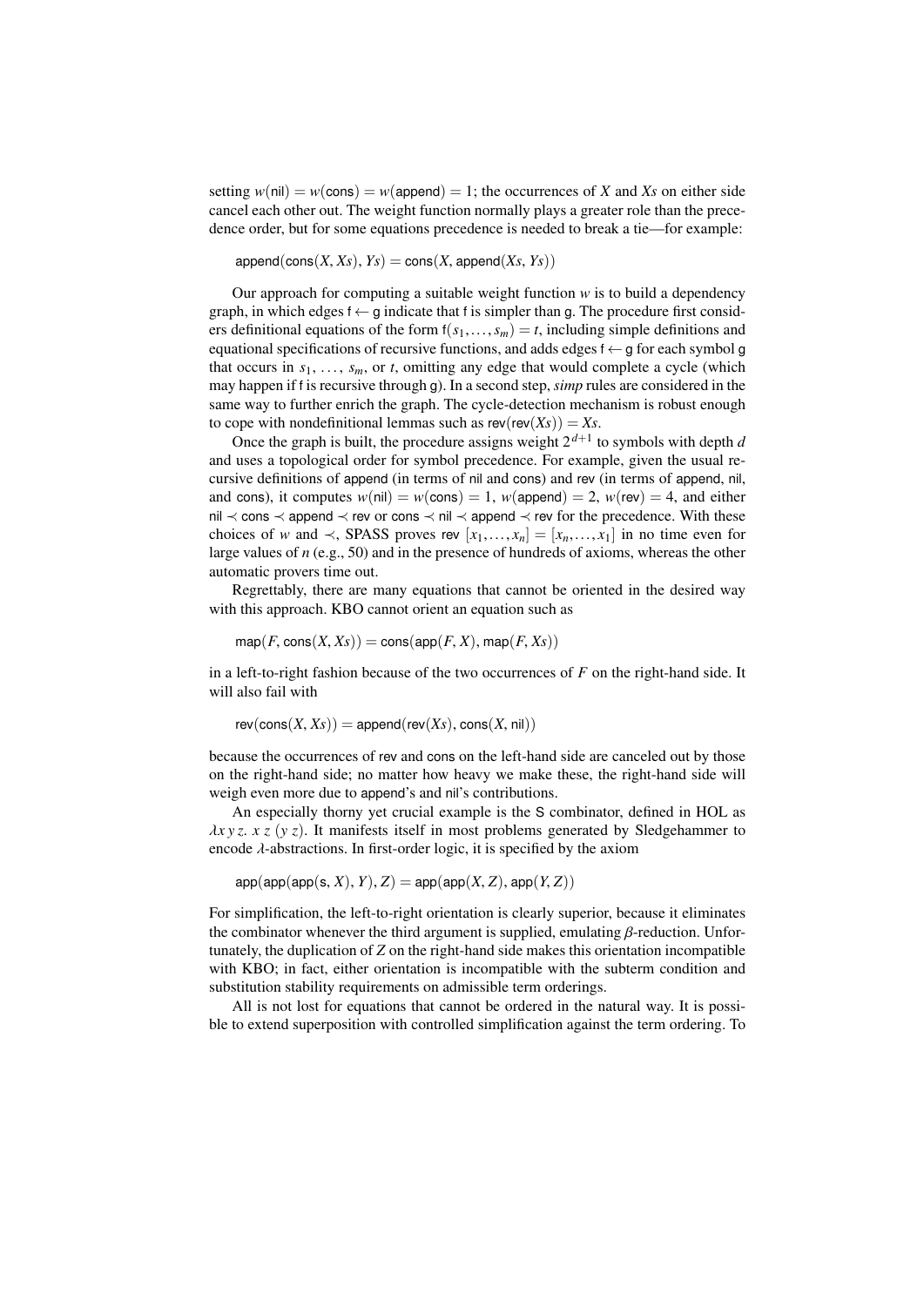setting $w(\mathsf{nil}) = w(\mathsf{cons}) = w(\mathsf{append}) = 1$; the occurrences of $X$ and $Xs$ on either side cancel each other out. The weight function normally plays a greater role than the precedence order, but for some equations precedence is needed to break a tie—for example:

$$\mathsf{append}(\mathsf{cons}(X, Xs), Ys) = \mathsf{cons}(X, \mathsf{append}(Xs, Ys))$$

Our approach for computing a suitable weight function $w$ is to build a dependency graph, in which edges $\mathsf{f} \leftarrow \mathsf{g}$ indicate that $\mathsf{f}$ is simpler than $\mathsf{g}$. The procedure first considers definitional equations of the form $\mathsf{f}(s_1, \ldots, s_m) = t$, including simple definitions and equational specifications of recursive functions, and adds edges $\mathsf{f} \leftarrow \mathsf{g}$ for each symbol $\mathsf{g}$ that occurs in $s_1, \ldots, s_m$, or $t$, omitting any edge that would complete a cycle (which may happen if $\mathsf{f}$ is recursive through $\mathsf{g}$). In a second step, *simp* rules are considered in the same way to further enrich the graph. The cycle-detection mechanism is robust enough to cope with nondefinitional lemmas such as $\mathsf{rev}(\mathsf{rev}(Xs)) = Xs$.

Once the graph is built, the procedure assigns weight $2^{d+1}$ to symbols with depth $d$ and uses a topological order for symbol precedence. For example, given the usual recursive definitions of $\mathsf{append}$ (in terms of $\mathsf{nil}$ and $\mathsf{cons}$) and $\mathsf{rev}$ (in terms of $\mathsf{append}$, $\mathsf{nil}$, and $\mathsf{cons}$), it computes $w(\mathsf{nil}) = w(\mathsf{cons}) = 1$, $w(\mathsf{append}) = 2$, $w(\mathsf{rev}) = 4$, and either $\mathsf{nil} \prec \mathsf{cons} \prec \mathsf{append} \prec \mathsf{rev}$ or $\mathsf{cons} \prec \mathsf{nil} \prec \mathsf{append} \prec \mathsf{rev}$ for the precedence. With these choices of $w$ and $\prec$, SPASS proves $\mathsf{rev}\ [x_1, \ldots, x_n] = [x_n, \ldots, x_1]$ in no time even for large values of $n$ (e.g., 50) and in the presence of hundreds of axioms, whereas the other automatic provers time out.

Regrettably, there are many equations that cannot be oriented in the desired way with this approach. KBO cannot orient an equation such as

$$\mathsf{map}(F, \mathsf{cons}(X, Xs)) = \mathsf{cons}(\mathsf{app}(F, X), \mathsf{map}(F, Xs))$$

in a left-to-right fashion because of the two occurrences of $F$ on the right-hand side. It will also fail with

$$\mathsf{rev}(\mathsf{cons}(X, Xs)) = \mathsf{append}(\mathsf{rev}(Xs), \mathsf{cons}(X, \mathsf{nil}))$$

because the occurrences of $\mathsf{rev}$ and $\mathsf{cons}$ on the left-hand side are canceled out by those on the right-hand side; no matter how heavy we make these, the right-hand side will weigh even more due to $\mathsf{append}$'s and $\mathsf{nil}$'s contributions.

An especially thorny yet crucial example is the $\mathsf{S}$ combinator, defined in HOL as $\lambda x\, y\, z.\ x\ z\ (y\ z)$. It manifests itself in most problems generated by Sledgehammer to encode $\lambda$-abstractions. In first-order logic, it is specified by the axiom

$$\mathsf{app}(\mathsf{app}(\mathsf{app}(\mathsf{s}, X), Y), Z) = \mathsf{app}(\mathsf{app}(X, Z), \mathsf{app}(Y, Z))$$

For simplification, the left-to-right orientation is clearly superior, because it eliminates the combinator whenever the third argument is supplied, emulating $\beta$-reduction. Unfortunately, the duplication of $Z$ on the right-hand side makes this orientation incompatible with KBO; in fact, either orientation is incompatible with the subterm condition and substitution stability requirements on admissible term orderings.

All is not lost for equations that cannot be ordered in the natural way. It is possible to extend superposition with controlled simplification against the term ordering. To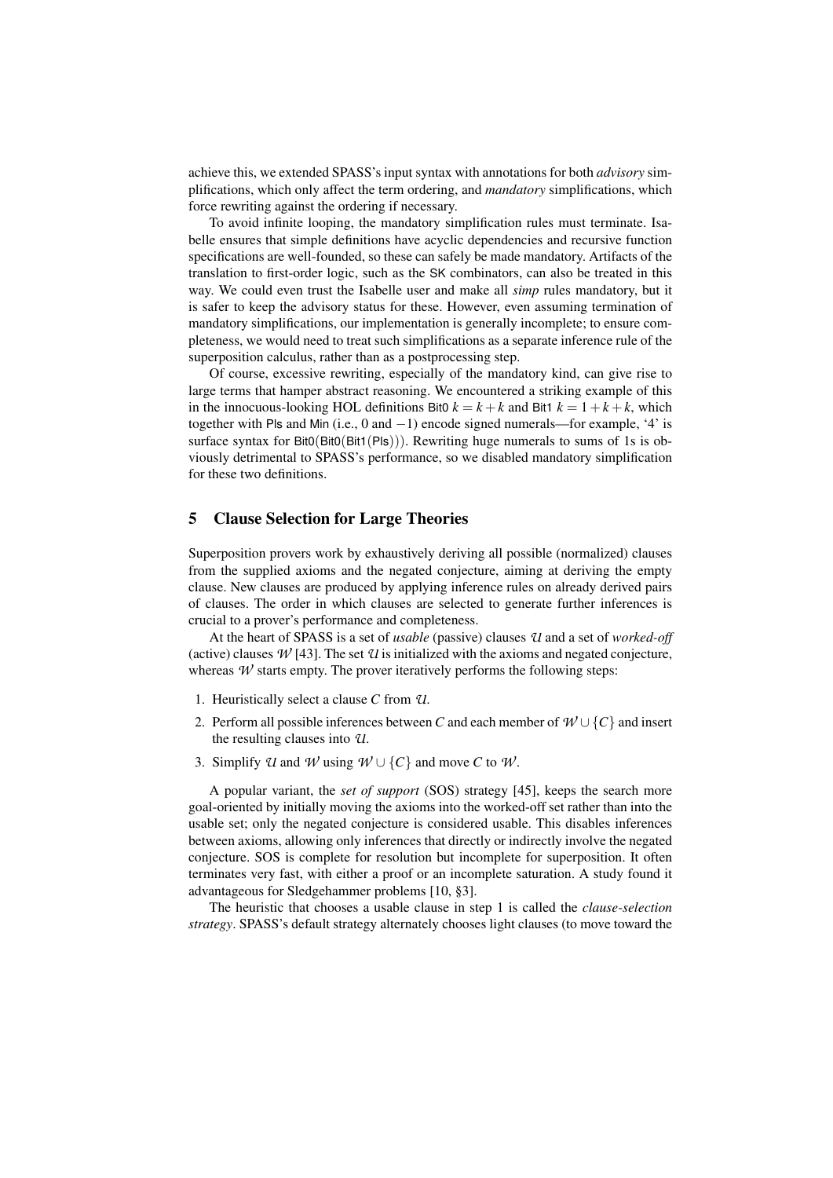achieve this, we extended SPASS's input syntax with annotations for both *advisory* simplifications, which only affect the term ordering, and *mandatory* simplifications, which force rewriting against the ordering if necessary.

To avoid infinite looping, the mandatory simplification rules must terminate. Isabelle ensures that simple definitions have acyclic dependencies and recursive function specifications are well-founded, so these can safely be made mandatory. Artifacts of the translation to first-order logic, such as the SK combinators, can also be treated in this way. We could even trust the Isabelle user and make all *simp* rules mandatory, but it is safer to keep the advisory status for these. However, even assuming termination of mandatory simplifications, our implementation is generally incomplete; to ensure completeness, we would need to treat such simplifications as a separate inference rule of the superposition calculus, rather than as a postprocessing step.

Of course, excessive rewriting, especially of the mandatory kind, can give rise to large terms that hamper abstract reasoning. We encountered a striking example of this in the innocuous-looking HOL definitions $\mathsf{Bit0}\ k = k + k$ and $\mathsf{Bit1}\ k = 1 + k + k$, which together with Pls and Min (i.e., 0 and $-1$) encode signed numerals—for example, '4' is surface syntax for $\mathsf{Bit0}(\mathsf{Bit0}(\mathsf{Bit1}(\mathsf{Pls})))$. Rewriting huge numerals to sums of 1s is obviously detrimental to SPASS's performance, so we disabled mandatory simplification for these two definitions.

## 5 Clause Selection for Large Theories

Superposition provers work by exhaustively deriving all possible (normalized) clauses from the supplied axioms and the negated conjecture, aiming at deriving the empty clause. New clauses are produced by applying inference rules on already derived pairs of clauses. The order in which clauses are selected to generate further inferences is crucial to a prover's performance and completeness.

At the heart of SPASS is a set of *usable* (passive) clauses $\mathcal{U}$ and a set of *worked-off* (active) clauses $\mathcal{W}$ [43]. The set $\mathcal{U}$ is initialized with the axioms and negated conjecture, whereas $\mathcal{W}$ starts empty. The prover iteratively performs the following steps:

1. Heuristically select a clause $C$ from $\mathcal{U}$.
2. Perform all possible inferences between $C$ and each member of $\mathcal{W} \cup \{C\}$ and insert the resulting clauses into $\mathcal{U}$.
3. Simplify $\mathcal{U}$ and $\mathcal{W}$ using $\mathcal{W} \cup \{C\}$ and move $C$ to $\mathcal{W}$.

A popular variant, the *set of support* (SOS) strategy [45], keeps the search more goal-oriented by initially moving the axioms into the worked-off set rather than into the usable set; only the negated conjecture is considered usable. This disables inferences between axioms, allowing only inferences that directly or indirectly involve the negated conjecture. SOS is complete for resolution but incomplete for superposition. It often terminates very fast, with either a proof or an incomplete saturation. A study found it advantageous for Sledgehammer problems [10, §3].

The heuristic that chooses a usable clause in step 1 is called the *clause-selection strategy*. SPASS's default strategy alternately chooses light clauses (to move toward the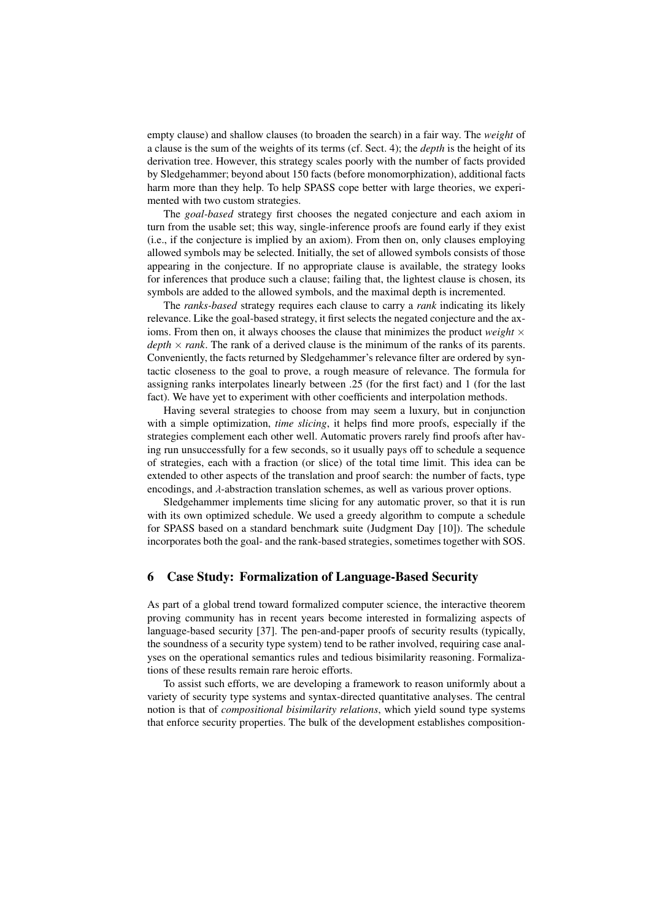empty clause) and shallow clauses (to broaden the search) in a fair way. The *weight* of a clause is the sum of the weights of its terms (cf. Sect. 4); the *depth* is the height of its derivation tree. However, this strategy scales poorly with the number of facts provided by Sledgehammer; beyond about 150 facts (before monomorphization), additional facts harm more than they help. To help SPASS cope better with large theories, we experimented with two custom strategies.

The *goal-based* strategy first chooses the negated conjecture and each axiom in turn from the usable set; this way, single-inference proofs are found early if they exist (i.e., if the conjecture is implied by an axiom). From then on, only clauses employing allowed symbols may be selected. Initially, the set of allowed symbols consists of those appearing in the conjecture. If no appropriate clause is available, the strategy looks for inferences that produce such a clause; failing that, the lightest clause is chosen, its symbols are added to the allowed symbols, and the maximal depth is incremented.

The *ranks-based* strategy requires each clause to carry a *rank* indicating its likely relevance. Like the goal-based strategy, it first selects the negated conjecture and the axioms. From then on, it always chooses the clause that minimizes the product $\mathit{weight} \times \mathit{depth} \times \mathit{rank}$. The rank of a derived clause is the minimum of the ranks of its parents. Conveniently, the facts returned by Sledgehammer's relevance filter are ordered by syntactic closeness to the goal to prove, a rough measure of relevance. The formula for assigning ranks interpolates linearly between .25 (for the first fact) and 1 (for the last fact). We have yet to experiment with other coefficients and interpolation methods.

Having several strategies to choose from may seem a luxury, but in conjunction with a simple optimization, *time slicing*, it helps find more proofs, especially if the strategies complement each other well. Automatic provers rarely find proofs after having run unsuccessfully for a few seconds, so it usually pays off to schedule a sequence of strategies, each with a fraction (or slice) of the total time limit. This idea can be extended to other aspects of the translation and proof search: the number of facts, type encodings, and $\lambda$-abstraction translation schemes, as well as various prover options.

Sledgehammer implements time slicing for any automatic prover, so that it is run with its own optimized schedule. We used a greedy algorithm to compute a schedule for SPASS based on a standard benchmark suite (Judgment Day [10]). The schedule incorporates both the goal- and the rank-based strategies, sometimes together with SOS.

## 6 Case Study: Formalization of Language-Based Security

As part of a global trend toward formalized computer science, the interactive theorem proving community has in recent years become interested in formalizing aspects of language-based security [37]. The pen-and-paper proofs of security results (typically, the soundness of a security type system) tend to be rather involved, requiring case analyses on the operational semantics rules and tedious bisimilarity reasoning. Formalizations of these results remain rare heroic efforts.

To assist such efforts, we are developing a framework to reason uniformly about a variety of security type systems and syntax-directed quantitative analyses. The central notion is that of *compositional bisimilarity relations*, which yield sound type systems that enforce security properties. The bulk of the development establishes composition-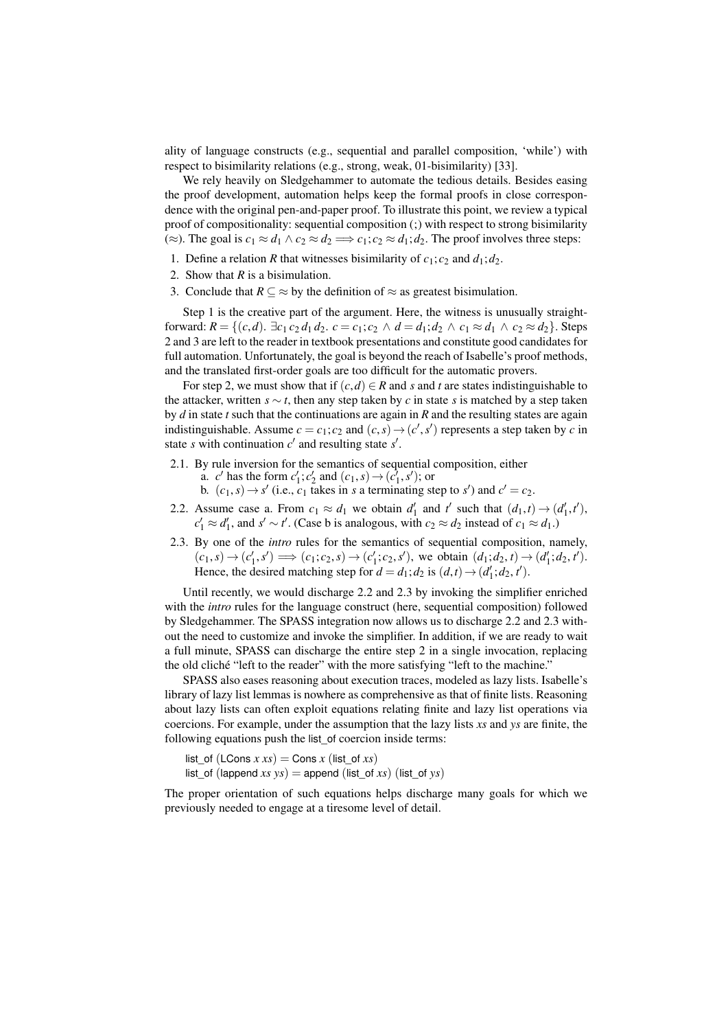ality of language constructs (e.g., sequential and parallel composition, 'while') with respect to bisimilarity relations (e.g., strong, weak, 01-bisimilarity) [33].

We rely heavily on Sledgehammer to automate the tedious details. Besides easing the proof development, automation helps keep the formal proofs in close correspondence with the original pen-and-paper proof. To illustrate this point, we review a typical proof of compositionality: sequential composition (;) with respect to strong bisimilarity ($\approx$). The goal is $c_1 \approx d_1 \wedge c_2 \approx d_2 \Longrightarrow c_1;c_2 \approx d_1;d_2$. The proof involves three steps:

1. Define a relation $R$ that witnesses bisimilarity of $c_1;c_2$ and $d_1;d_2$.
2. Show that $R$ is a bisimulation.
3. Conclude that $R \subseteq \approx$ by the definition of $\approx$ as greatest bisimulation.

Step 1 is the creative part of the argument. Here, the witness is unusually straightforward: $R = \{(c,d).\ \exists c_1\, c_2\, d_1\, d_2.\ c = c_1;c_2 \wedge d = d_1;d_2 \wedge c_1 \approx d_1 \wedge c_2 \approx d_2\}$. Steps 2 and 3 are left to the reader in textbook presentations and constitute good candidates for full automation. Unfortunately, the goal is beyond the reach of Isabelle's proof methods, and the translated first-order goals are too difficult for the automatic provers.

For step 2, we must show that if $(c,d) \in R$ and $s$ and $t$ are states indistinguishable to the attacker, written $s \sim t$, then any step taken by $c$ in state $s$ is matched by a step taken by $d$ in state $t$ such that the continuations are again in $R$ and the resulting states are again indistinguishable. Assume $c = c_1;c_2$ and $(c,s) \to (c',s')$ represents a step taken by $c$ in state $s$ with continuation $c'$ and resulting state $s'$.

2.1. By rule inversion for the semantics of sequential composition, either
   a. $c'$ has the form $c'_1;c'_2$ and $(c_1,s) \to (c'_1,s')$; or
   b. $(c_1,s) \to s'$ (i.e., $c_1$ takes in $s$ a terminating step to $s'$) and $c' = c_2$.

2.2. Assume case a. From $c_1 \approx d_1$ we obtain $d'_1$ and $t'$ such that $(d_1,t) \to (d'_1,t')$, $c'_1 \approx d'_1$, and $s' \sim t'$. (Case b is analogous, with $c_2 \approx d_2$ instead of $c_1 \approx d_1$.)

2.3. By one of the *intro* rules for the semantics of sequential composition, namely, $(c_1,s) \to (c'_1,s') \Longrightarrow (c_1;c_2,s) \to (c'_1;c_2,s')$, we obtain $(d_1;d_2,t) \to (d'_1;d_2,t')$. Hence, the desired matching step for $d = d_1;d_2$ is $(d,t) \to (d'_1;d_2,t')$.

Until recently, we would discharge 2.2 and 2.3 by invoking the simplifier enriched with the *intro* rules for the language construct (here, sequential composition) followed by Sledgehammer. The SPASS integration now allows us to discharge 2.2 and 2.3 without the need to customize and invoke the simplifier. In addition, if we are ready to wait a full minute, SPASS can discharge the entire step 2 in a single invocation, replacing the old cliché "left to the reader" with the more satisfying "left to the machine."

SPASS also eases reasoning about execution traces, modeled as lazy lists. Isabelle's library of lazy list lemmas is nowhere as comprehensive as that of finite lists. Reasoning about lazy lists can often exploit equations relating finite and lazy list operations via coercions. For example, under the assumption that the lazy lists $xs$ and $ys$ are finite, the following equations push the list_of coercion inside terms:

list_of (LCons $x$ $xs$) = Cons $x$ (list_of $xs$)
list_of (lappend $xs$ $ys$) = append (list_of $xs$) (list_of $ys$)

The proper orientation of such equations helps discharge many goals for which we previously needed to engage at a tiresome level of detail.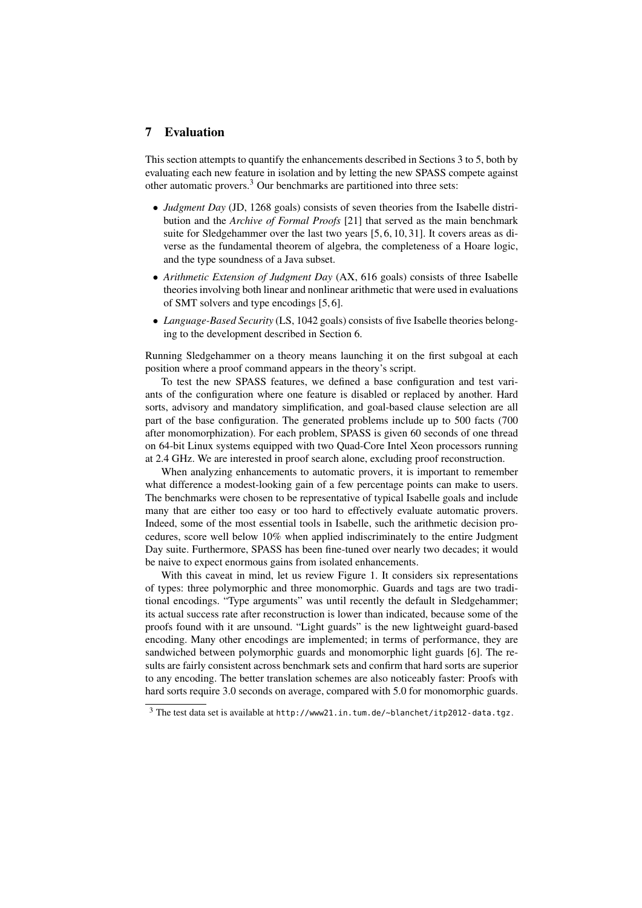## 7 Evaluation

This section attempts to quantify the enhancements described in Sections 3 to 5, both by evaluating each new feature in isolation and by letting the new SPASS compete against other automatic provers.[3] Our benchmarks are partitioned into three sets:

- *Judgment Day* (JD, 1268 goals) consists of seven theories from the Isabelle distribution and the *Archive of Formal Proofs* [21] that served as the main benchmark suite for Sledgehammer over the last two years [5, 6, 10, 31]. It covers areas as diverse as the fundamental theorem of algebra, the completeness of a Hoare logic, and the type soundness of a Java subset.
- *Arithmetic Extension of Judgment Day* (AX, 616 goals) consists of three Isabelle theories involving both linear and nonlinear arithmetic that were used in evaluations of SMT solvers and type encodings [5, 6].
- *Language-Based Security* (LS, 1042 goals) consists of five Isabelle theories belonging to the development described in Section 6.

Running Sledgehammer on a theory means launching it on the first subgoal at each position where a proof command appears in the theory's script.

To test the new SPASS features, we defined a base configuration and test variants of the configuration where one feature is disabled or replaced by another. Hard sorts, advisory and mandatory simplification, and goal-based clause selection are all part of the base configuration. The generated problems include up to 500 facts (700 after monomorphization). For each problem, SPASS is given 60 seconds of one thread on 64-bit Linux systems equipped with two Quad-Core Intel Xeon processors running at 2.4 GHz. We are interested in proof search alone, excluding proof reconstruction.

When analyzing enhancements to automatic provers, it is important to remember what difference a modest-looking gain of a few percentage points can make to users. The benchmarks were chosen to be representative of typical Isabelle goals and include many that are either too easy or too hard to effectively evaluate automatic provers. Indeed, some of the most essential tools in Isabelle, such the arithmetic decision procedures, score well below 10% when applied indiscriminately to the entire Judgment Day suite. Furthermore, SPASS has been fine-tuned over nearly two decades; it would be naive to expect enormous gains from isolated enhancements.

With this caveat in mind, let us review Figure 1. It considers six representations of types: three polymorphic and three monomorphic. Guards and tags are two traditional encodings. "Type arguments" was until recently the default in Sledgehammer; its actual success rate after reconstruction is lower than indicated, because some of the proofs found with it are unsound. "Light guards" is the new lightweight guard-based encoding. Many other encodings are implemented; in terms of performance, they are sandwiched between polymorphic guards and monomorphic light guards [6]. The results are fairly consistent across benchmark sets and confirm that hard sorts are superior to any encoding. The better translation schemes are also noticeably faster: Proofs with hard sorts require 3.0 seconds on average, compared with 5.0 for monomorphic guards.

[3] The test data set is available at http://www21.in.tum.de/~blanchet/itp2012-data.tgz.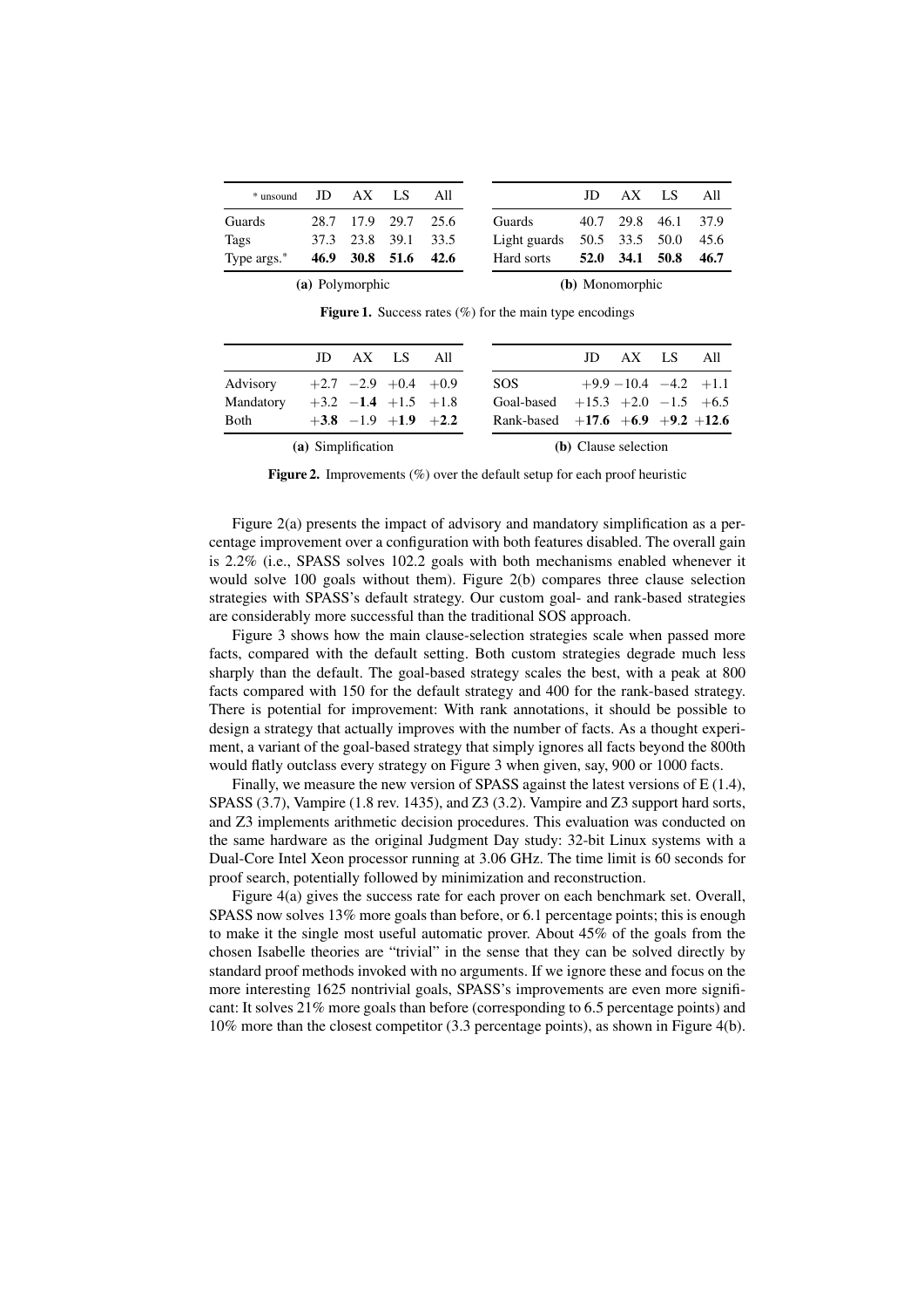| * unsound | JD | AX | LS | All |
|---|---|---|---|---|
| Guards | 28.7 | 17.9 | 29.7 | 25.6 |
| Tags | 37.3 | 23.8 | 39.1 | 33.5 |
| Type args.* | **46.9** | **30.8** | **51.6** | **42.6** |

**(a)** Polymorphic

|  | JD | AX | LS | All |
|---|---|---|---|---|
| Guards | 40.7 | 29.8 | 46.1 | 37.9 |
| Light guards | 50.5 | 33.5 | 50.0 | 45.6 |
| Hard sorts | **52.0** | **34.1** | **50.8** | **46.7** |

**(b)** Monomorphic

**Figure 1.** Success rates (%) for the main type encodings

|  | JD | AX | LS | All |
|---|---|---|---|---|
| Advisory | +2.7 | −2.9 | +0.4 | +0.9 |
| Mandatory | +3.2 | −**1.4** | +1.5 | +1.8 |
| Both | +**3.8** | −1.9 | +**1.9** | +**2.2** |

**(a)** Simplification

|  | JD | AX | LS | All |
|---|---|---|---|---|
| SOS | +9.9 | −10.4 | −4.2 | +1.1 |
| Goal-based | +15.3 | +2.0 | −1.5 | +6.5 |
| Rank-based | +**17.6** | +**6.9** | +**9.2** | +**12.6** |

**(b)** Clause selection

**Figure 2.** Improvements (%) over the default setup for each proof heuristic

Figure 2(a) presents the impact of advisory and mandatory simplification as a percentage improvement over a configuration with both features disabled. The overall gain is 2.2% (i.e., SPASS solves 102.2 goals with both mechanisms enabled whenever it would solve 100 goals without them). Figure 2(b) compares three clause selection strategies with SPASS's default strategy. Our custom goal- and rank-based strategies are considerably more successful than the traditional SOS approach.

Figure 3 shows how the main clause-selection strategies scale when passed more facts, compared with the default setting. Both custom strategies degrade much less sharply than the default. The goal-based strategy scales the best, with a peak at 800 facts compared with 150 for the default strategy and 400 for the rank-based strategy. There is potential for improvement: With rank annotations, it should be possible to design a strategy that actually improves with the number of facts. As a thought experiment, a variant of the goal-based strategy that simply ignores all facts beyond the 800th would flatly outclass every strategy on Figure 3 when given, say, 900 or 1000 facts.

Finally, we measure the new version of SPASS against the latest versions of E (1.4), SPASS (3.7), Vampire (1.8 rev. 1435), and Z3 (3.2). Vampire and Z3 support hard sorts, and Z3 implements arithmetic decision procedures. This evaluation was conducted on the same hardware as the original Judgment Day study: 32-bit Linux systems with a Dual-Core Intel Xeon processor running at 3.06 GHz. The time limit is 60 seconds for proof search, potentially followed by minimization and reconstruction.

Figure 4(a) gives the success rate for each prover on each benchmark set. Overall, SPASS now solves 13% more goals than before, or 6.1 percentage points; this is enough to make it the single most useful automatic prover. About 45% of the goals from the chosen Isabelle theories are "trivial" in the sense that they can be solved directly by standard proof methods invoked with no arguments. If we ignore these and focus on the more interesting 1625 nontrivial goals, SPASS's improvements are even more significant: It solves 21% more goals than before (corresponding to 6.5 percentage points) and 10% more than the closest competitor (3.3 percentage points), as shown in Figure 4(b).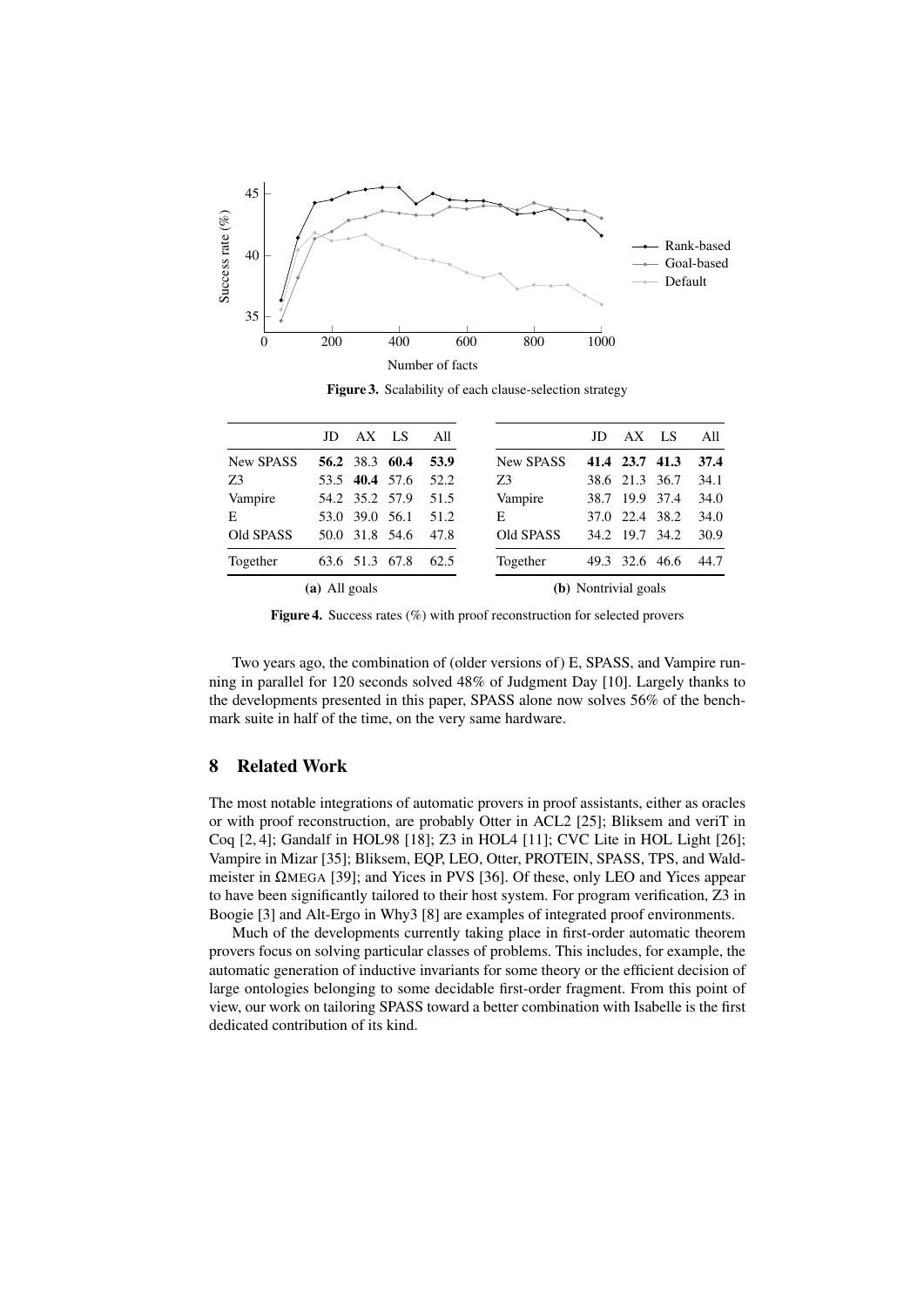**Figure 3.** Scalability of each clause-selection strategy

|  | JD | AX | LS | All |
|---|---|---|---|---|
| New SPASS | **56.2** | 38.3 | **60.4** | **53.9** |
| Z3 | 53.5 | **40.4** | 57.6 | 52.2 |
| Vampire | 54.2 | 35.2 | 57.9 | 51.5 |
| E | 53.0 | 39.0 | 56.1 | 51.2 |
| Old SPASS | 50.0 | 31.8 | 54.6 | 47.8 |
| Together | 63.6 | 51.3 | 67.8 | 62.5 |

**(a)** All goals

|  | JD | AX | LS | All |
|---|---|---|---|---|
| New SPASS | **41.4** | **23.7** | **41.3** | **37.4** |
| Z3 | 38.6 | 21.3 | 36.7 | 34.1 |
| Vampire | 38.7 | 19.9 | 37.4 | 34.0 |
| E | 37.0 | 22.4 | 38.2 | 34.0 |
| Old SPASS | 34.2 | 19.7 | 34.2 | 30.9 |
| Together | 49.3 | 32.6 | 46.6 | 44.7 |

**(b)** Nontrivial goals

**Figure 4.** Success rates (%) with proof reconstruction for selected provers

Two years ago, the combination of (older versions of) E, SPASS, and Vampire running in parallel for 120 seconds solved 48% of Judgment Day [10]. Largely thanks to the developments presented in this paper, SPASS alone now solves 56% of the benchmark suite in half of the time, on the very same hardware.

## 8 Related Work

The most notable integrations of automatic provers in proof assistants, either as oracles or with proof reconstruction, are probably Otter in ACL2 [25]; Bliksem and veriT in Coq [2, 4]; Gandalf in HOL98 [18]; Z3 in HOL4 [11]; CVC Lite in HOL Light [26]; Vampire in Mizar [35]; Bliksem, EQP, LEO, Otter, PROTEIN, SPASS, TPS, and Waldmeister in ΩMEGA [39]; and Yices in PVS [36]. Of these, only LEO and Yices appear to have been significantly tailored to their host system. For program verification, Z3 in Boogie [3] and Alt-Ergo in Why3 [8] are examples of integrated proof environments.

Much of the developments currently taking place in first-order automatic theorem provers focus on solving particular classes of problems. This includes, for example, the automatic generation of inductive invariants for some theory or the efficient decision of large ontologies belonging to some decidable first-order fragment. From this point of view, our work on tailoring SPASS toward a better combination with Isabelle is the first dedicated contribution of its kind.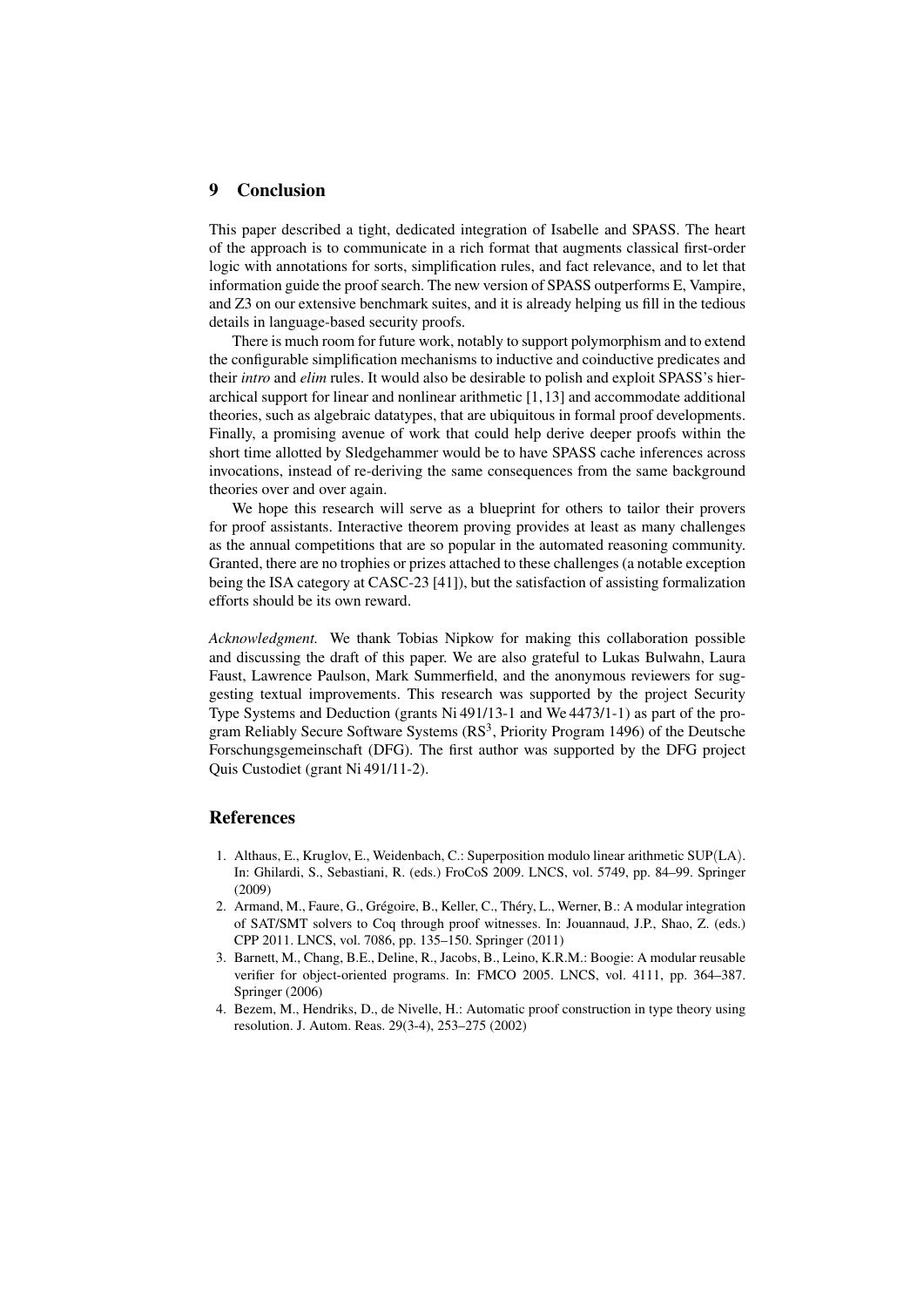## 9 Conclusion

This paper described a tight, dedicated integration of Isabelle and SPASS. The heart of the approach is to communicate in a rich format that augments classical first-order logic with annotations for sorts, simplification rules, and fact relevance, and to let that information guide the proof search. The new version of SPASS outperforms E, Vampire, and Z3 on our extensive benchmark suites, and it is already helping us fill in the tedious details in language-based security proofs.

There is much room for future work, notably to support polymorphism and to extend the configurable simplification mechanisms to inductive and coinductive predicates and their *intro* and *elim* rules. It would also be desirable to polish and exploit SPASS's hierarchical support for linear and nonlinear arithmetic [1, 13] and accommodate additional theories, such as algebraic datatypes, that are ubiquitous in formal proof developments. Finally, a promising avenue of work that could help derive deeper proofs within the short time allotted by Sledgehammer would be to have SPASS cache inferences across invocations, instead of re-deriving the same consequences from the same background theories over and over again.

We hope this research will serve as a blueprint for others to tailor their provers for proof assistants. Interactive theorem proving provides at least as many challenges as the annual competitions that are so popular in the automated reasoning community. Granted, there are no trophies or prizes attached to these challenges (a notable exception being the ISA category at CASC-23 [41]), but the satisfaction of assisting formalization efforts should be its own reward.

*Acknowledgment.* We thank Tobias Nipkow for making this collaboration possible and discussing the draft of this paper. We are also grateful to Lukas Bulwahn, Laura Faust, Lawrence Paulson, Mark Summerfield, and the anonymous reviewers for suggesting textual improvements. This research was supported by the project Security Type Systems and Deduction (grants Ni 491/13-1 and We 4473/1-1) as part of the program Reliably Secure Software Systems ($RS^3$, Priority Program 1496) of the Deutsche Forschungsgemeinschaft (DFG). The first author was supported by the DFG project Quis Custodiet (grant Ni 491/11-2).

## References

1. Althaus, E., Kruglov, E., Weidenbach, C.: Superposition modulo linear arithmetic SUP(LA). In: Ghilardi, S., Sebastiani, R. (eds.) FroCoS 2009. LNCS, vol. 5749, pp. 84–99. Springer (2009)
2. Armand, M., Faure, G., Grégoire, B., Keller, C., Théry, L., Werner, B.: A modular integration of SAT/SMT solvers to Coq through proof witnesses. In: Jouannaud, J.P., Shao, Z. (eds.) CPP 2011. LNCS, vol. 7086, pp. 135–150. Springer (2011)
3. Barnett, M., Chang, B.E., Deline, R., Jacobs, B., Leino, K.R.M.: Boogie: A modular reusable verifier for object-oriented programs. In: FMCO 2005. LNCS, vol. 4111, pp. 364–387. Springer (2006)
4. Bezem, M., Hendriks, D., de Nivelle, H.: Automatic proof construction in type theory using resolution. J. Autom. Reas. 29(3-4), 253–275 (2002)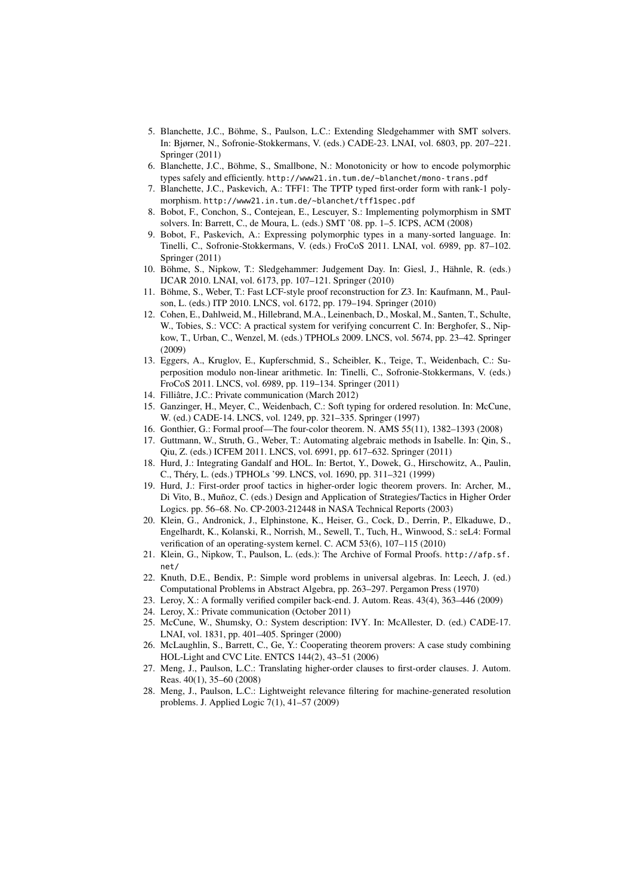5. Blanchette, J.C., Böhme, S., Paulson, L.C.: Extending Sledgehammer with SMT solvers. In: Bjørner, N., Sofronie-Stokkermans, V. (eds.) CADE-23. LNAI, vol. 6803, pp. 207–221. Springer (2011)
6. Blanchette, J.C., Böhme, S., Smallbone, N.: Monotonicity or how to encode polymorphic types safely and efficiently. http://www21.in.tum.de/~blanchet/mono-trans.pdf
7. Blanchette, J.C., Paskevich, A.: TFF1: The TPTP typed first-order form with rank-1 polymorphism. http://www21.in.tum.de/~blanchet/tff1spec.pdf
8. Bobot, F., Conchon, S., Contejean, E., Lescuyer, S.: Implementing polymorphism in SMT solvers. In: Barrett, C., de Moura, L. (eds.) SMT '08. pp. 1–5. ICPS, ACM (2008)
9. Bobot, F., Paskevich, A.: Expressing polymorphic types in a many-sorted language. In: Tinelli, C., Sofronie-Stokkermans, V. (eds.) FroCoS 2011. LNAI, vol. 6989, pp. 87–102. Springer (2011)
10. Böhme, S., Nipkow, T.: Sledgehammer: Judgement Day. In: Giesl, J., Hähnle, R. (eds.) IJCAR 2010. LNAI, vol. 6173, pp. 107–121. Springer (2010)
11. Böhme, S., Weber, T.: Fast LCF-style proof reconstruction for Z3. In: Kaufmann, M., Paulson, L. (eds.) ITP 2010. LNCS, vol. 6172, pp. 179–194. Springer (2010)
12. Cohen, E., Dahlweid, M., Hillebrand, M.A., Leinenbach, D., Moskal, M., Santen, T., Schulte, W., Tobies, S.: VCC: A practical system for verifying concurrent C. In: Berghofer, S., Nipkow, T., Urban, C., Wenzel, M. (eds.) TPHOLs 2009. LNCS, vol. 5674, pp. 23–42. Springer (2009)
13. Eggers, A., Kruglov, E., Kupferschmid, S., Scheibler, K., Teige, T., Weidenbach, C.: Superposition modulo non-linear arithmetic. In: Tinelli, C., Sofronie-Stokkermans, V. (eds.) FroCoS 2011. LNCS, vol. 6989, pp. 119–134. Springer (2011)
14. Filliâtre, J.C.: Private communication (March 2012)
15. Ganzinger, H., Meyer, C., Weidenbach, C.: Soft typing for ordered resolution. In: McCune, W. (ed.) CADE-14. LNCS, vol. 1249, pp. 321–335. Springer (1997)
16. Gonthier, G.: Formal proof—The four-color theorem. N. AMS 55(11), 1382–1393 (2008)
17. Guttmann, W., Struth, G., Weber, T.: Automating algebraic methods in Isabelle. In: Qin, S., Qiu, Z. (eds.) ICFEM 2011. LNCS, vol. 6991, pp. 617–632. Springer (2011)
18. Hurd, J.: Integrating Gandalf and HOL. In: Bertot, Y., Dowek, G., Hirschowitz, A., Paulin, C., Théry, L. (eds.) TPHOLs '99. LNCS, vol. 1690, pp. 311–321 (1999)
19. Hurd, J.: First-order proof tactics in higher-order logic theorem provers. In: Archer, M., Di Vito, B., Muñoz, C. (eds.) Design and Application of Strategies/Tactics in Higher Order Logics. pp. 56–68. No. CP-2003-212448 in NASA Technical Reports (2003)
20. Klein, G., Andronick, J., Elphinstone, K., Heiser, G., Cock, D., Derrin, P., Elkaduwe, D., Engelhardt, K., Kolanski, R., Norrish, M., Sewell, T., Tuch, H., Winwood, S.: seL4: Formal verification of an operating-system kernel. C. ACM 53(6), 107–115 (2010)
21. Klein, G., Nipkow, T., Paulson, L. (eds.): The Archive of Formal Proofs. http://afp.sf.net/
22. Knuth, D.E., Bendix, P.: Simple word problems in universal algebras. In: Leech, J. (ed.) Computational Problems in Abstract Algebra, pp. 263–297. Pergamon Press (1970)
23. Leroy, X.: A formally verified compiler back-end. J. Autom. Reas. 43(4), 363–446 (2009)
24. Leroy, X.: Private communication (October 2011)
25. McCune, W., Shumsky, O.: System description: IVY. In: McAllester, D. (ed.) CADE-17. LNAI, vol. 1831, pp. 401–405. Springer (2000)
26. McLaughlin, S., Barrett, C., Ge, Y.: Cooperating theorem provers: A case study combining HOL-Light and CVC Lite. ENTCS 144(2), 43–51 (2006)
27. Meng, J., Paulson, L.C.: Translating higher-order clauses to first-order clauses. J. Autom. Reas. 40(1), 35–60 (2008)
28. Meng, J., Paulson, L.C.: Lightweight relevance filtering for machine-generated resolution problems. J. Applied Logic 7(1), 41–57 (2009)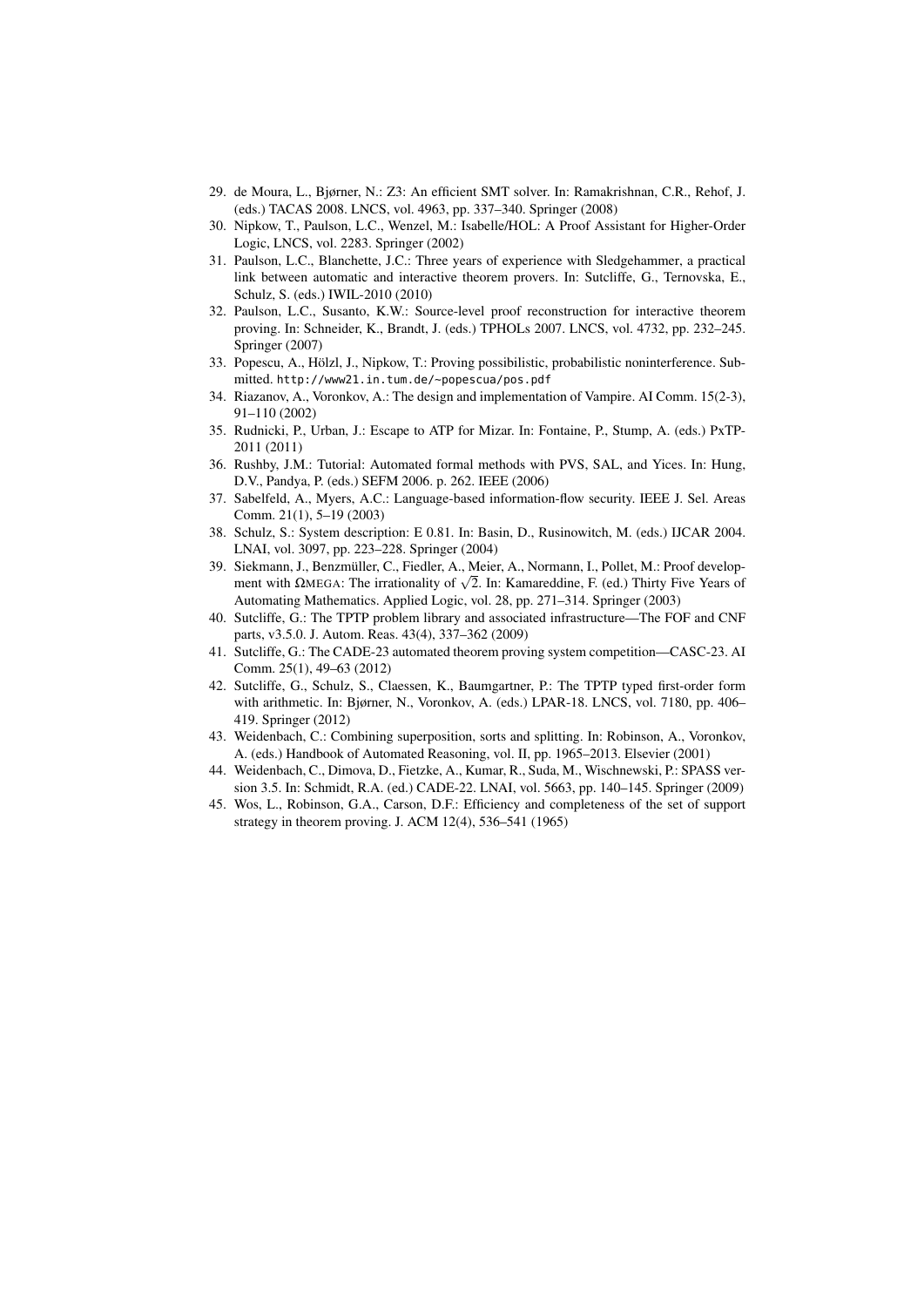29. de Moura, L., Bjørner, N.: Z3: An efficient SMT solver. In: Ramakrishnan, C.R., Rehof, J. (eds.) TACAS 2008. LNCS, vol. 4963, pp. 337–340. Springer (2008)
30. Nipkow, T., Paulson, L.C., Wenzel, M.: Isabelle/HOL: A Proof Assistant for Higher-Order Logic, LNCS, vol. 2283. Springer (2002)
31. Paulson, L.C., Blanchette, J.C.: Three years of experience with Sledgehammer, a practical link between automatic and interactive theorem provers. In: Sutcliffe, G., Ternovska, E., Schulz, S. (eds.) IWIL-2010 (2010)
32. Paulson, L.C., Susanto, K.W.: Source-level proof reconstruction for interactive theorem proving. In: Schneider, K., Brandt, J. (eds.) TPHOLs 2007. LNCS, vol. 4732, pp. 232–245. Springer (2007)
33. Popescu, A., Hölzl, J., Nipkow, T.: Proving possibilistic, probabilistic noninterference. Submitted. http://www21.in.tum.de/~popescua/pos.pdf
34. Riazanov, A., Voronkov, A.: The design and implementation of Vampire. AI Comm. 15(2-3), 91–110 (2002)
35. Rudnicki, P., Urban, J.: Escape to ATP for Mizar. In: Fontaine, P., Stump, A. (eds.) PxTP-2011 (2011)
36. Rushby, J.M.: Tutorial: Automated formal methods with PVS, SAL, and Yices. In: Hung, D.V., Pandya, P. (eds.) SEFM 2006. p. 262. IEEE (2006)
37. Sabelfeld, A., Myers, A.C.: Language-based information-flow security. IEEE J. Sel. Areas Comm. 21(1), 5–19 (2003)
38. Schulz, S.: System description: E 0.81. In: Basin, D., Rusinowitch, M. (eds.) IJCAR 2004. LNAI, vol. 3097, pp. 223–228. Springer (2004)
39. Siekmann, J., Benzmüller, C., Fiedler, A., Meier, A., Normann, I., Pollet, M.: Proof development with ΩMEGA: The irrationality of $\sqrt{2}$. In: Kamareddine, F. (ed.) Thirty Five Years of Automating Mathematics. Applied Logic, vol. 28, pp. 271–314. Springer (2003)
40. Sutcliffe, G.: The TPTP problem library and associated infrastructure—The FOF and CNF parts, v3.5.0. J. Autom. Reas. 43(4), 337–362 (2009)
41. Sutcliffe, G.: The CADE-23 automated theorem proving system competition—CASC-23. AI Comm. 25(1), 49–63 (2012)
42. Sutcliffe, G., Schulz, S., Claessen, K., Baumgartner, P.: The TPTP typed first-order form with arithmetic. In: Bjørner, N., Voronkov, A. (eds.) LPAR-18. LNCS, vol. 7180, pp. 406–419. Springer (2012)
43. Weidenbach, C.: Combining superposition, sorts and splitting. In: Robinson, A., Voronkov, A. (eds.) Handbook of Automated Reasoning, vol. II, pp. 1965–2013. Elsevier (2001)
44. Weidenbach, C., Dimova, D., Fietzke, A., Kumar, R., Suda, M., Wischnewski, P.: SPASS version 3.5. In: Schmidt, R.A. (ed.) CADE-22. LNAI, vol. 5663, pp. 140–145. Springer (2009)
45. Wos, L., Robinson, G.A., Carson, D.F.: Efficiency and completeness of the set of support strategy in theorem proving. J. ACM 12(4), 536–541 (1965)